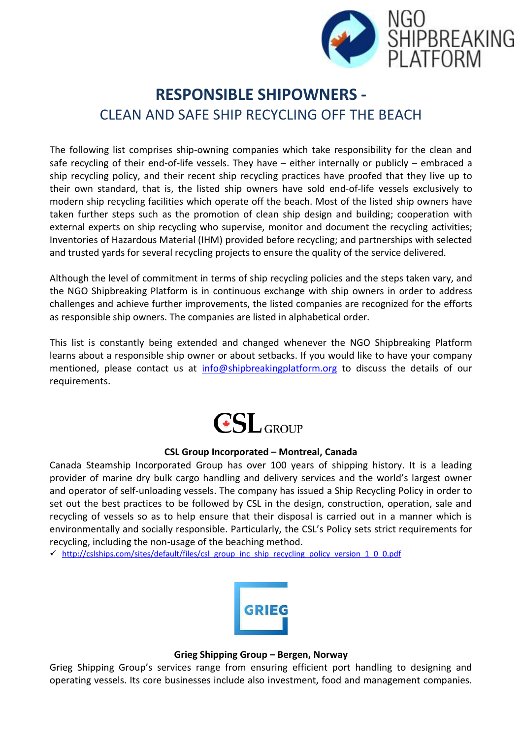# RESPONSIBLE SHIPOWNERS -

## CLEAN AND SAFE SHIP RECYCLING OFF THE BEACH

The following list comprises ship-owning companies which take responsibility for the clean and safe recycling of their end-of-life vessels. They have – either internally or publicly – embraced a ship recycling policy, and their recent ship recycling practices have proofed that they live up to their own standard, that is, the listed ship owners have sold end-of-life vessels exclusively to modern ship recycling facilities which operate off the beach. Most of the listed ship owners have taken further steps such as the promotion of clean ship design and building; cooperation with external experts on ship recycling who supervise, monitor and document the recycling activities; Inventories of Hazardous Material (IHM) provided before recycling; and partnerships with selected and trusted yards for several recycling projects to ensure the quality of the service delivered.

Although the level of commitment in terms of ship recycling policies and the steps taken vary, and the NGO Shipbreaking Platform is in continuous exchange with ship owners in order to address challenges and achieve further improvements, the listed companies are recognized for the efforts as responsible ship owners. The companies are listed in alphabetical order.

This list is constantly being extended and changed whenever the NGO Shipbreaking Platform learns about a responsible ship owner or about setbacks. If you would like to have your company mentioned, please contact us at info@shipbreakingplatform.org to discuss the details of our requirements.

**CSL Group Incorporated – Montreal, Canada**

Canada Steamship Incorporated Group has over 100 years of shipping history. It is a leading provider of marine dry bulk cargo handling and delivery services and the world's largest owner and operator of self-unloading vessels. The company has issued a Ship Recycling Policy in order to set out the best practices to be followed by CSL in the design, construction, operation, sale and recycling of vessels so as to help ensure that their disposal is carried out in a manner which is environmentally and socially responsible. Particularly, the CSL's Policy sets strict requirements for recycling, including the non-usage of the beaching method.

- ✓ http://cslships.com/sites/default/files/csl_group_inc_ship_recycling_policy_version_1_0_0.pdf

**Grieg Shipping Group – Bergen, Norway**

Grieg Shipping Group's services range from ensuring efficient port handling to designing and operating vessels. Its core businesses include also investment, food and management companies.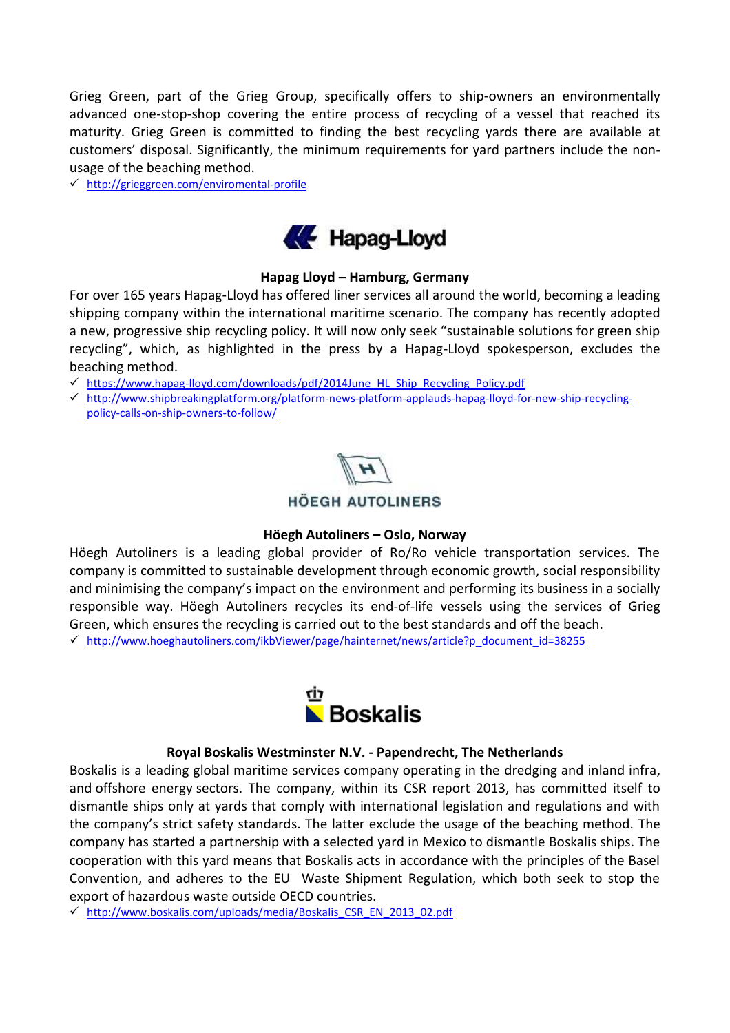Grieg Green, part of the Grieg Group, specifically offers to ship-owners an environmentally advanced one-stop-shop covering the entire process of recycling of a vessel that reached its maturity. Grieg Green is committed to finding the best recycling yards there are available at customers' disposal. Significantly, the minimum requirements for yard partners include the non-usage of the beaching method.

- ✓ http://grieggreen.com/enviromental-profile

**Hapag Lloyd – Hamburg, Germany**

For over 165 years Hapag-Lloyd has offered liner services all around the world, becoming a leading shipping company within the international maritime scenario. The company has recently adopted a new, progressive ship recycling policy. It will now only seek "sustainable solutions for green ship recycling", which, as highlighted in the press by a Hapag-Lloyd spokesperson, excludes the beaching method.

- ✓ https://www.hapag-lloyd.com/downloads/pdf/2014June_HL_Ship_Recycling_Policy.pdf
- ✓ http://www.shipbreakingplatform.org/platform-news-platform-applauds-hapag-lloyd-for-new-ship-recycling-policy-calls-on-ship-owners-to-follow/

**Höegh Autoliners – Oslo, Norway**

Höegh Autoliners is a leading global provider of Ro/Ro vehicle transportation services. The company is committed to sustainable development through economic growth, social responsibility and minimising the company's impact on the environment and performing its business in a socially responsible way. Höegh Autoliners recycles its end-of-life vessels using the services of Grieg Green, which ensures the recycling is carried out to the best standards and off the beach.

- ✓ http://www.hoeghautoliners.com/ikbViewer/page/hainternet/news/article?p_document_id=38255

**Royal Boskalis Westminster N.V. - Papendrecht, The Netherlands**

Boskalis is a leading global maritime services company operating in the dredging and inland infra, and offshore energy sectors. The company, within its CSR report 2013, has committed itself to dismantle ships only at yards that comply with international legislation and regulations and with the company's strict safety standards. The latter exclude the usage of the beaching method. The company has started a partnership with a selected yard in Mexico to dismantle Boskalis ships. The cooperation with this yard means that Boskalis acts in accordance with the principles of the Basel Convention, and adheres to the EU Waste Shipment Regulation, which both seek to stop the export of hazardous waste outside OECD countries.

- ✓ http://www.boskalis.com/uploads/media/Boskalis_CSR_EN_2013_02.pdf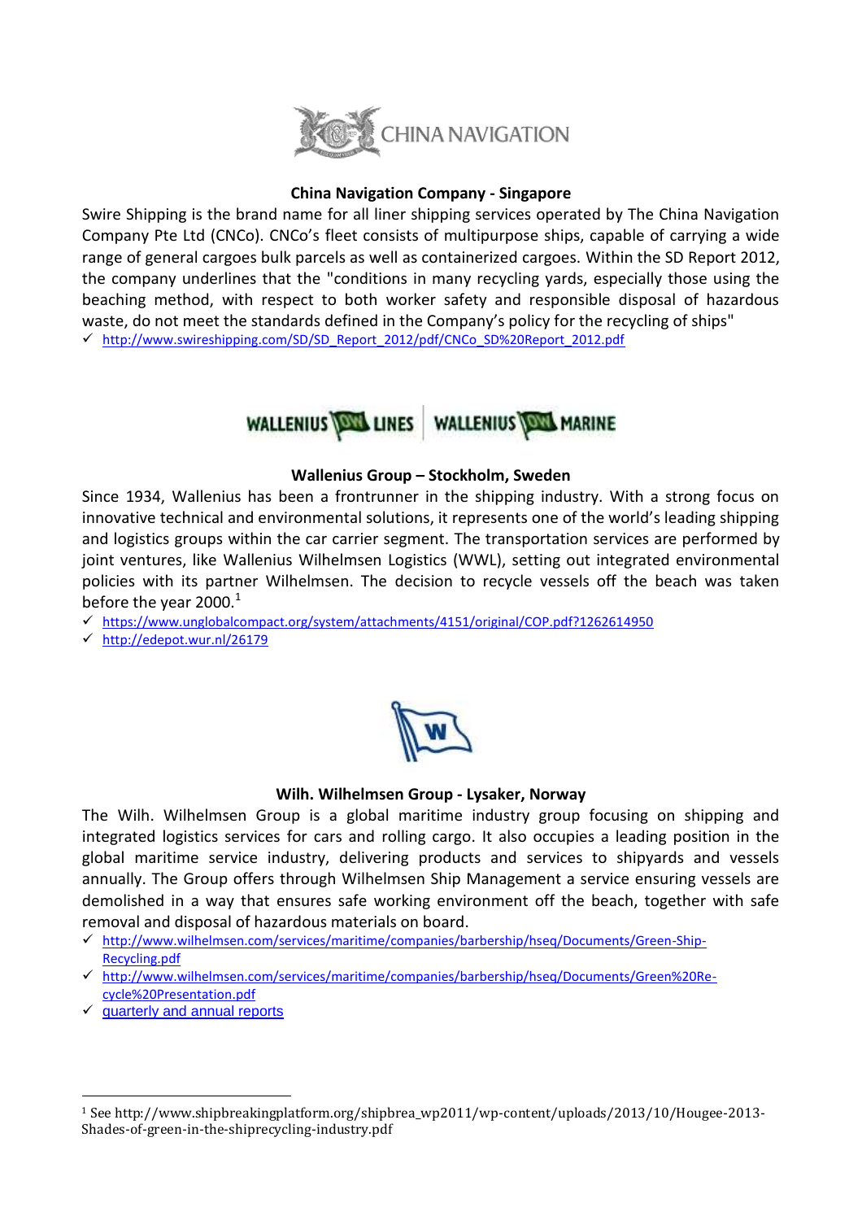### China Navigation Company - Singapore

Swire Shipping is the brand name for all liner shipping services operated by The China Navigation Company Pte Ltd (CNCo). CNCo's fleet consists of multipurpose ships, capable of carrying a wide range of general cargoes bulk parcels as well as containerized cargoes. Within the SD Report 2012, the company underlines that the "conditions in many recycling yards, especially those using the beaching method, with respect to both worker safety and responsible disposal of hazardous waste, do not meet the standards defined in the Company's policy for the recycling of ships"

- ✓ http://www.swireshipping.com/SD/SD_Report_2012/pdf/CNCo_SD%20Report_2012.pdf

### Wallenius Group – Stockholm, Sweden

Since 1934, Wallenius has been a frontrunner in the shipping industry. With a strong focus on innovative technical and environmental solutions, it represents one of the world's leading shipping and logistics groups within the car carrier segment. The transportation services are performed by joint ventures, like Wallenius Wilhelmsen Logistics (WWL), setting out integrated environmental policies with its partner Wilhelmsen. The decision to recycle vessels off the beach was taken before the year 2000.[1]

- ✓ https://www.unglobalcompact.org/system/attachments/4151/original/COP.pdf?1262614950
- ✓ http://edepot.wur.nl/26179

### Wilh. Wilhelmsen Group - Lysaker, Norway

The Wilh. Wilhelmsen Group is a global maritime industry group focusing on shipping and integrated logistics services for cars and rolling cargo. It also occupies a leading position in the global maritime service industry, delivering products and services to shipyards and vessels annually. The Group offers through Wilhelmsen Ship Management a service ensuring vessels are demolished in a way that ensures safe working environment off the beach, together with safe removal and disposal of hazardous materials on board.

- ✓ http://www.wilhelmsen.com/services/maritime/companies/barbership/hseq/Documents/Green-Ship-Recycling.pdf
- ✓ http://www.wilhelmsen.com/services/maritime/companies/barbership/hseq/Documents/Green%20Re-cycle%20Presentation.pdf
- ✓ quarterly and annual reports

---

[1] See http://www.shipbreakingplatform.org/shipbrea_wp2011/wp-content/uploads/2013/10/Hougee-2013-Shades-of-green-in-the-shiprecycling-industry.pdf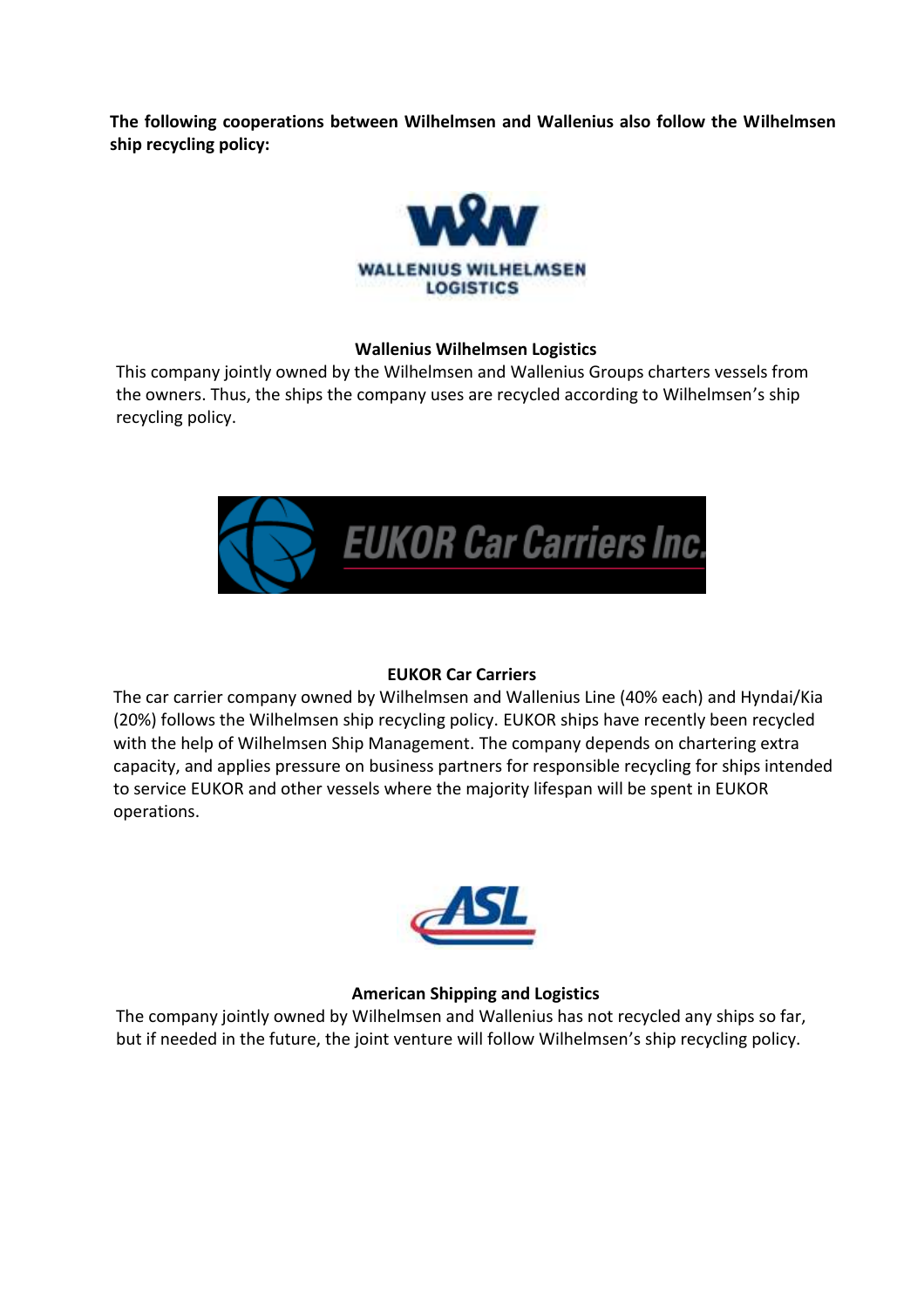**The following cooperations between Wilhelmsen and Wallenius also follow the Wilhelmsen ship recycling policy:**

**Wallenius Wilhelmsen Logistics**

This company jointly owned by the Wilhelmsen and Wallenius Groups charters vessels from the owners. Thus, the ships the company uses are recycled according to Wilhelmsen's ship recycling policy.

**EUKOR Car Carriers**

The car carrier company owned by Wilhelmsen and Wallenius Line (40% each) and Hyndai/Kia (20%) follows the Wilhelmsen ship recycling policy. EUKOR ships have recently been recycled with the help of Wilhelmsen Ship Management. The company depends on chartering extra capacity, and applies pressure on business partners for responsible recycling for ships intended to service EUKOR and other vessels where the majority lifespan will be spent in EUKOR operations.

**American Shipping and Logistics**

The company jointly owned by Wilhelmsen and Wallenius has not recycled any ships so far, but if needed in the future, the joint venture will follow Wilhelmsen's ship recycling policy.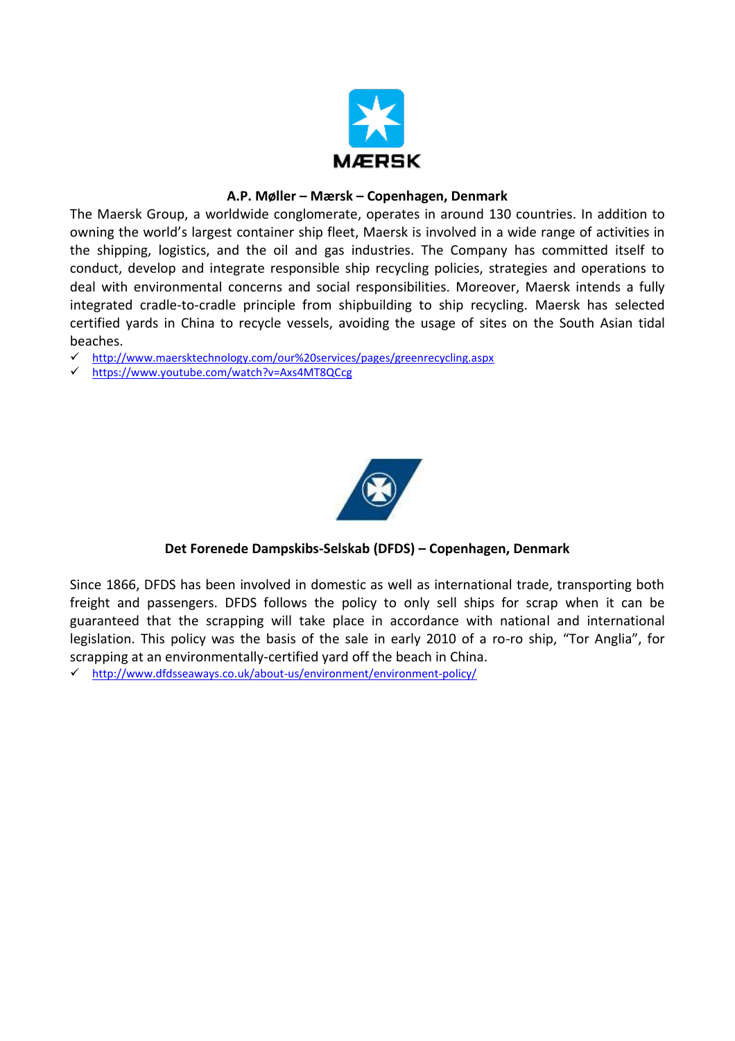MÆRSK

**A.P. Møller – Mærsk – Copenhagen, Denmark**

The Maersk Group, a worldwide conglomerate, operates in around 130 countries. In addition to owning the world's largest container ship fleet, Maersk is involved in a wide range of activities in the shipping, logistics, and the oil and gas industries. The Company has committed itself to conduct, develop and integrate responsible ship recycling policies, strategies and operations to deal with environmental concerns and social responsibilities. Moreover, Maersk intends a fully integrated cradle-to-cradle principle from shipbuilding to ship recycling. Maersk has selected certified yards in China to recycle vessels, avoiding the usage of sites on the South Asian tidal beaches.

- ✓ http://www.maersktechnology.com/our%20services/pages/greenrecycling.aspx
- ✓ https://www.youtube.com/watch?v=Axs4MT8QCcg

**Det Forenede Dampskibs-Selskab (DFDS) – Copenhagen, Denmark**

Since 1866, DFDS has been involved in domestic as well as international trade, transporting both freight and passengers. DFDS follows the policy to only sell ships for scrap when it can be guaranteed that the scrapping will take place in accordance with national and international legislation. This policy was the basis of the sale in early 2010 of a ro-ro ship, "Tor Anglia", for scrapping at an environmentally-certified yard off the beach in China.

- ✓ http://www.dfdsseaways.co.uk/about-us/environment/environment-policy/